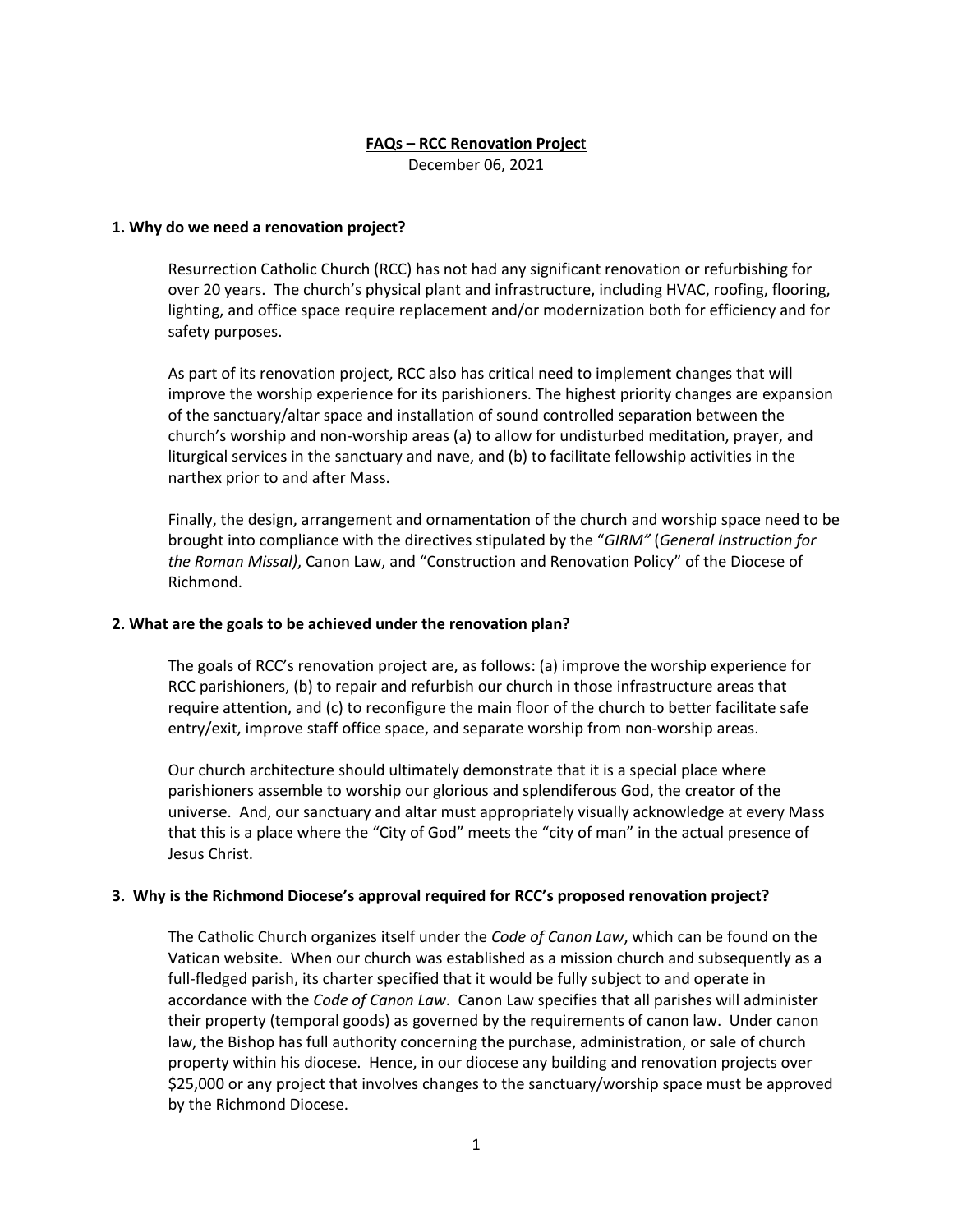**FAQs – RCC Renovation Project**

December 06, 2021

**1. Why do we need a renovation project?**

Resurrection Catholic Church (RCC) has not had any significant renovation or refurbishing for over 20 years. The church's physical plant and infrastructure, including HVAC, roofing, flooring, lighting, and office space require replacement and/or modernization both for efficiency and for safety purposes.

As part of its renovation project, RCC also has critical need to implement changes that will improve the worship experience for its parishioners. The highest priority changes are expansion of the sanctuary/altar space and installation of sound controlled separation between the church's worship and non-worship areas (a) to allow for undisturbed meditation, prayer, and liturgical services in the sanctuary and nave, and (b) to facilitate fellowship activities in the narthex prior to and after Mass.

Finally, the design, arrangement and ornamentation of the church and worship space need to be brought into compliance with the directives stipulated by the "*GIRM"* (*General Instruction for the Roman Missal)*, Canon Law, and "Construction and Renovation Policy" of the Diocese of Richmond.

**2. What are the goals to be achieved under the renovation plan?**

The goals of RCC's renovation project are, as follows: (a) improve the worship experience for RCC parishioners, (b) to repair and refurbish our church in those infrastructure areas that require attention, and (c) to reconfigure the main floor of the church to better facilitate safe entry/exit, improve staff office space, and separate worship from non-worship areas.

Our church architecture should ultimately demonstrate that it is a special place where parishioners assemble to worship our glorious and splendiferous God, the creator of the universe. And, our sanctuary and altar must appropriately visually acknowledge at every Mass that this is a place where the "City of God" meets the "city of man" in the actual presence of Jesus Christ.

**3. Why is the Richmond Diocese's approval required for RCC's proposed renovation project?**

The Catholic Church organizes itself under the *Code of Canon Law*, which can be found on the Vatican website. When our church was established as a mission church and subsequently as a full-fledged parish, its charter specified that it would be fully subject to and operate in accordance with the *Code of Canon Law*. Canon Law specifies that all parishes will administer their property (temporal goods) as governed by the requirements of canon law. Under canon law, the Bishop has full authority concerning the purchase, administration, or sale of church property within his diocese. Hence, in our diocese any building and renovation projects over $25,000 or any project that involves changes to the sanctuary/worship space must be approved by the Richmond Diocese.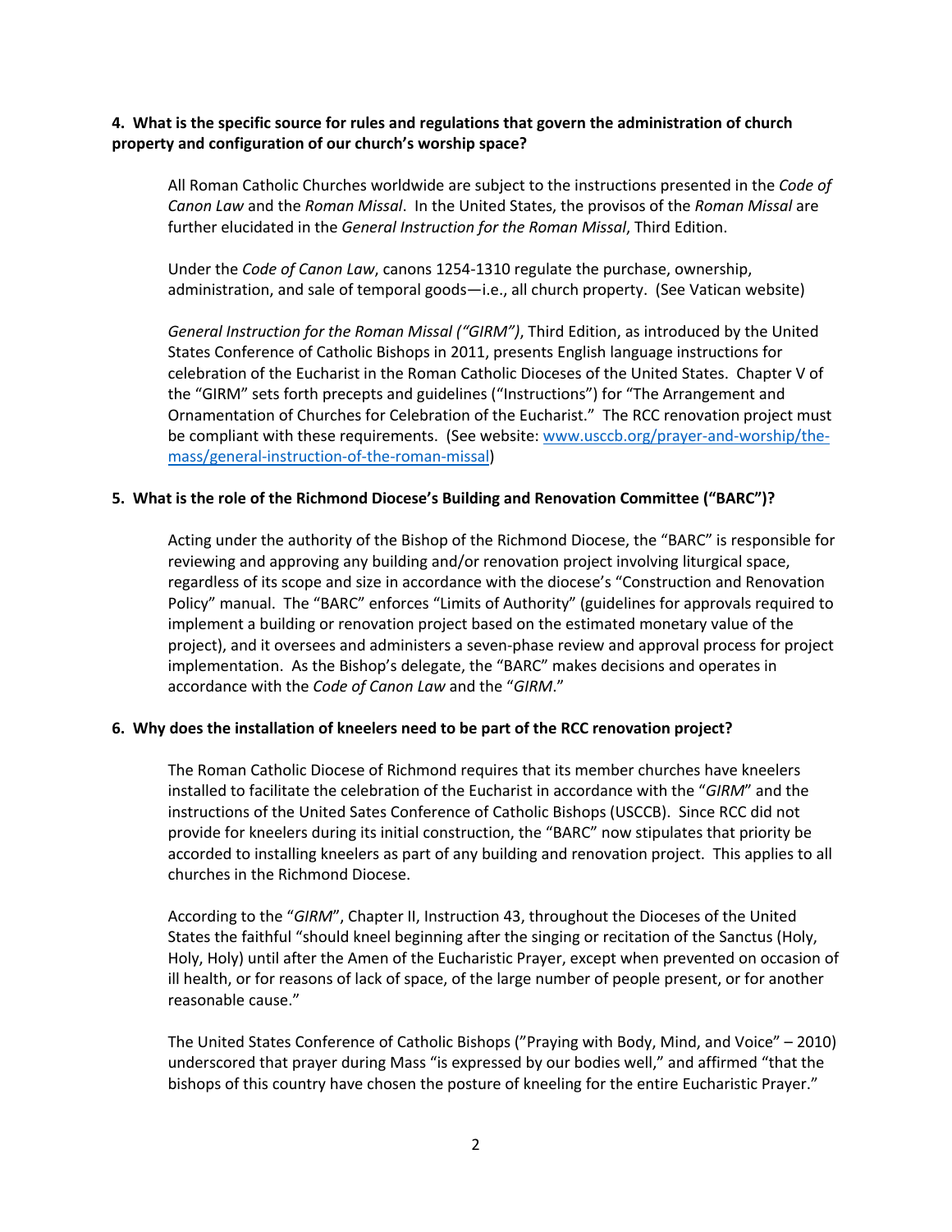**4. What is the specific source for rules and regulations that govern the administration of church property and configuration of our church's worship space?**

All Roman Catholic Churches worldwide are subject to the instructions presented in the *Code of Canon Law* and the *Roman Missal*. In the United States, the provisos of the *Roman Missal* are further elucidated in the *General Instruction for the Roman Missal*, Third Edition.

Under the *Code of Canon Law*, canons 1254-1310 regulate the purchase, ownership, administration, and sale of temporal goods—i.e., all church property. (See Vatican website)

*General Instruction for the Roman Missal ("GIRM")*, Third Edition, as introduced by the United States Conference of Catholic Bishops in 2011, presents English language instructions for celebration of the Eucharist in the Roman Catholic Dioceses of the United States. Chapter V of the "GIRM" sets forth precepts and guidelines ("Instructions") for "The Arrangement and Ornamentation of Churches for Celebration of the Eucharist." The RCC renovation project must be compliant with these requirements. (See website: [www.usccb.org/prayer-and-worship/the-mass/general-instruction-of-the-roman-missal](www.usccb.org/prayer-and-worship/the-mass/general-instruction-of-the-roman-missal))

**5. What is the role of the Richmond Diocese's Building and Renovation Committee ("BARC")?**

Acting under the authority of the Bishop of the Richmond Diocese, the "BARC" is responsible for reviewing and approving any building and/or renovation project involving liturgical space, regardless of its scope and size in accordance with the diocese's "Construction and Renovation Policy" manual. The "BARC" enforces "Limits of Authority" (guidelines for approvals required to implement a building or renovation project based on the estimated monetary value of the project), and it oversees and administers a seven-phase review and approval process for project implementation. As the Bishop's delegate, the "BARC" makes decisions and operates in accordance with the *Code of Canon Law* and the "*GIRM*."

**6. Why does the installation of kneelers need to be part of the RCC renovation project?**

The Roman Catholic Diocese of Richmond requires that its member churches have kneelers installed to facilitate the celebration of the Eucharist in accordance with the "*GIRM*" and the instructions of the United Sates Conference of Catholic Bishops (USCCB). Since RCC did not provide for kneelers during its initial construction, the "BARC" now stipulates that priority be accorded to installing kneelers as part of any building and renovation project. This applies to all churches in the Richmond Diocese.

According to the "*GIRM*", Chapter II, Instruction 43, throughout the Dioceses of the United States the faithful "should kneel beginning after the singing or recitation of the Sanctus (Holy, Holy, Holy) until after the Amen of the Eucharistic Prayer, except when prevented on occasion of ill health, or for reasons of lack of space, of the large number of people present, or for another reasonable cause."

The United States Conference of Catholic Bishops ("Praying with Body, Mind, and Voice" – 2010) underscored that prayer during Mass "is expressed by our bodies well," and affirmed "that the bishops of this country have chosen the posture of kneeling for the entire Eucharistic Prayer."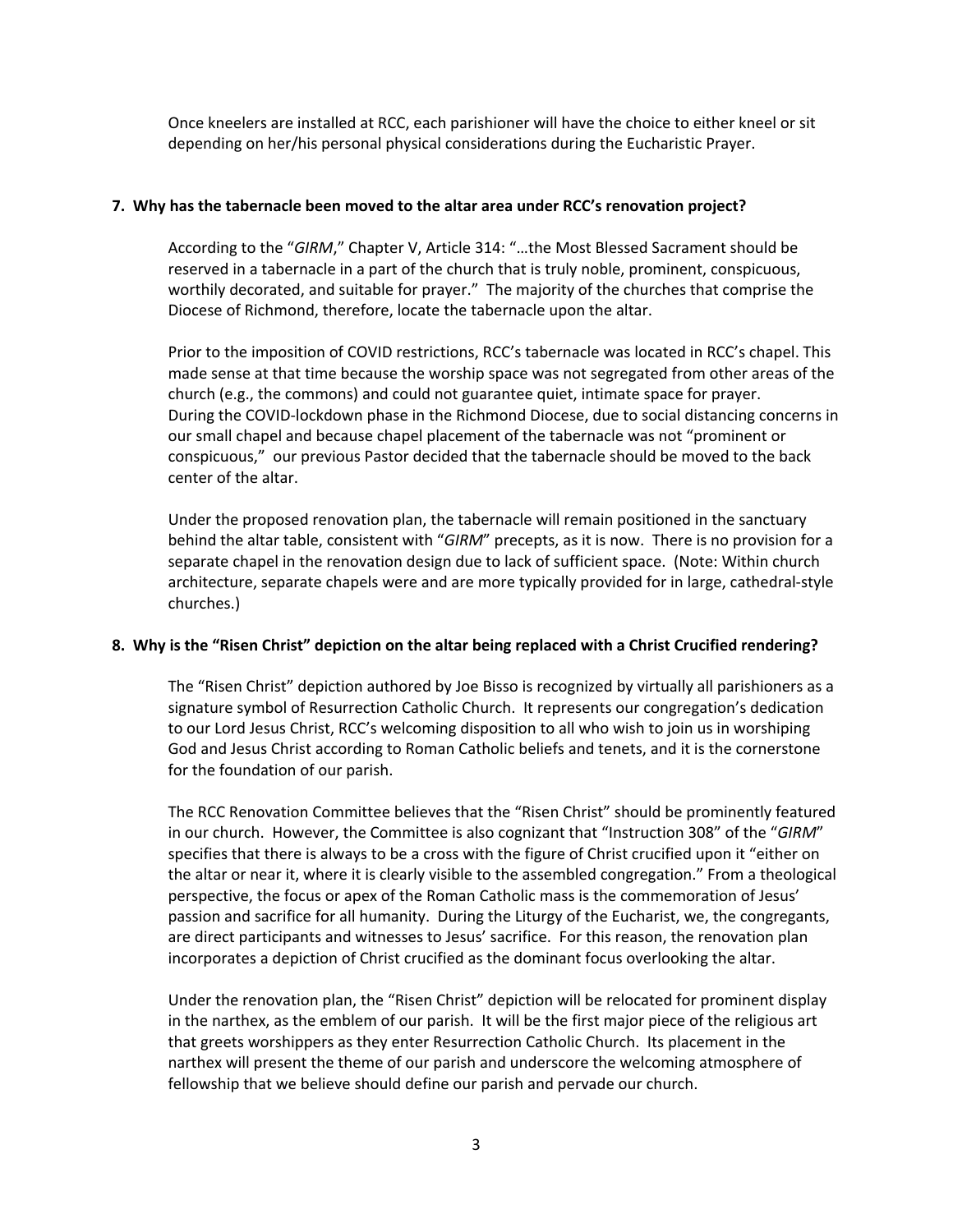Once kneelers are installed at RCC, each parishioner will have the choice to either kneel or sit depending on her/his personal physical considerations during the Eucharistic Prayer.

**7. Why has the tabernacle been moved to the altar area under RCC's renovation project?**

According to the "*GIRM*," Chapter V, Article 314: "…the Most Blessed Sacrament should be reserved in a tabernacle in a part of the church that is truly noble, prominent, conspicuous, worthily decorated, and suitable for prayer." The majority of the churches that comprise the Diocese of Richmond, therefore, locate the tabernacle upon the altar.

Prior to the imposition of COVID restrictions, RCC's tabernacle was located in RCC's chapel. This made sense at that time because the worship space was not segregated from other areas of the church (e.g., the commons) and could not guarantee quiet, intimate space for prayer. During the COVID-lockdown phase in the Richmond Diocese, due to social distancing concerns in our small chapel and because chapel placement of the tabernacle was not "prominent or conspicuous," our previous Pastor decided that the tabernacle should be moved to the back center of the altar.

Under the proposed renovation plan, the tabernacle will remain positioned in the sanctuary behind the altar table, consistent with "*GIRM*" precepts, as it is now. There is no provision for a separate chapel in the renovation design due to lack of sufficient space. (Note: Within church architecture, separate chapels were and are more typically provided for in large, cathedral-style churches.)

**8. Why is the "Risen Christ" depiction on the altar being replaced with a Christ Crucified rendering?**

The "Risen Christ" depiction authored by Joe Bisso is recognized by virtually all parishioners as a signature symbol of Resurrection Catholic Church. It represents our congregation's dedication to our Lord Jesus Christ, RCC's welcoming disposition to all who wish to join us in worshiping God and Jesus Christ according to Roman Catholic beliefs and tenets, and it is the cornerstone for the foundation of our parish.

The RCC Renovation Committee believes that the "Risen Christ" should be prominently featured in our church. However, the Committee is also cognizant that "Instruction 308" of the "*GIRM*" specifies that there is always to be a cross with the figure of Christ crucified upon it "either on the altar or near it, where it is clearly visible to the assembled congregation." From a theological perspective, the focus or apex of the Roman Catholic mass is the commemoration of Jesus' passion and sacrifice for all humanity. During the Liturgy of the Eucharist, we, the congregants, are direct participants and witnesses to Jesus' sacrifice. For this reason, the renovation plan incorporates a depiction of Christ crucified as the dominant focus overlooking the altar.

Under the renovation plan, the "Risen Christ" depiction will be relocated for prominent display in the narthex, as the emblem of our parish. It will be the first major piece of the religious art that greets worshippers as they enter Resurrection Catholic Church. Its placement in the narthex will present the theme of our parish and underscore the welcoming atmosphere of fellowship that we believe should define our parish and pervade our church.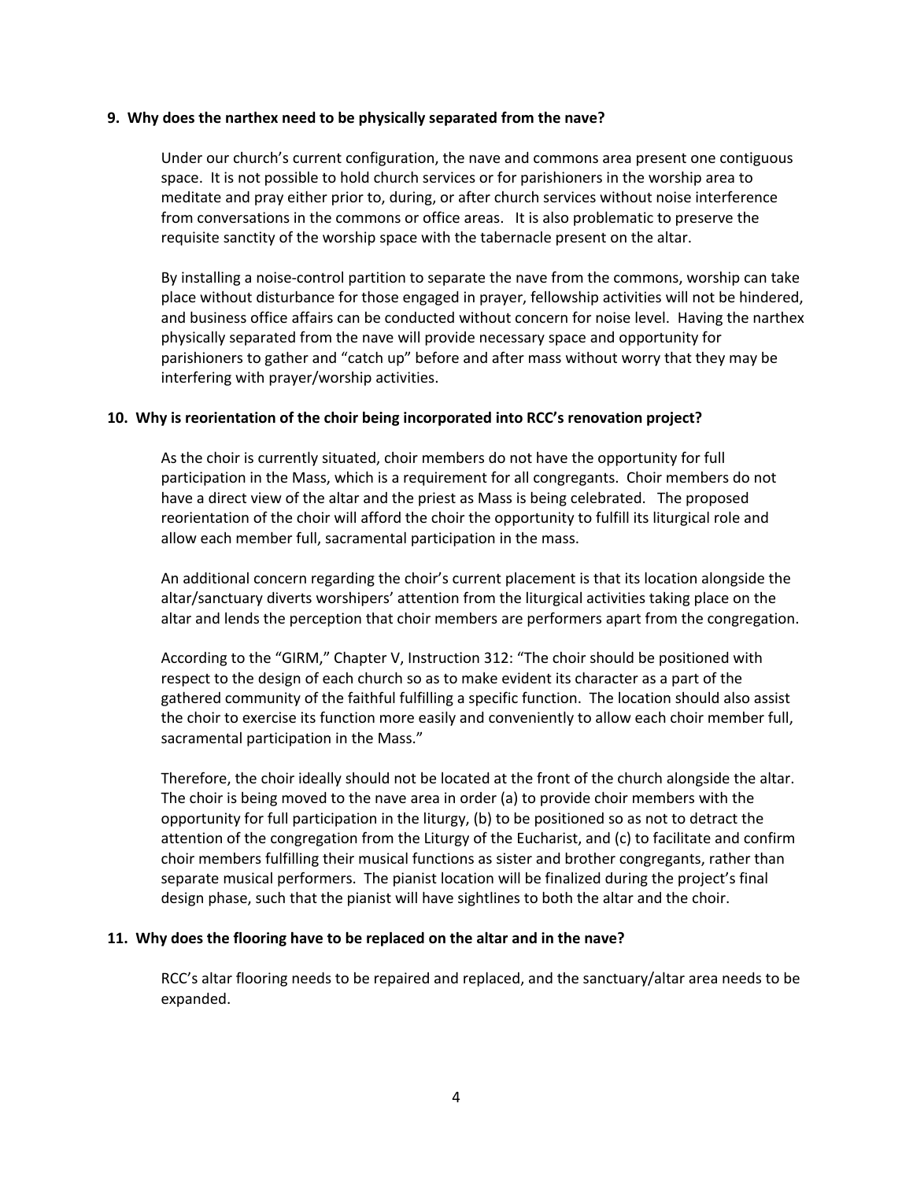**9. Why does the narthex need to be physically separated from the nave?**

Under our church's current configuration, the nave and commons area present one contiguous space. It is not possible to hold church services or for parishioners in the worship area to meditate and pray either prior to, during, or after church services without noise interference from conversations in the commons or office areas. It is also problematic to preserve the requisite sanctity of the worship space with the tabernacle present on the altar.

By installing a noise-control partition to separate the nave from the commons, worship can take place without disturbance for those engaged in prayer, fellowship activities will not be hindered, and business office affairs can be conducted without concern for noise level. Having the narthex physically separated from the nave will provide necessary space and opportunity for parishioners to gather and "catch up" before and after mass without worry that they may be interfering with prayer/worship activities.

**10. Why is reorientation of the choir being incorporated into RCC's renovation project?**

As the choir is currently situated, choir members do not have the opportunity for full participation in the Mass, which is a requirement for all congregants. Choir members do not have a direct view of the altar and the priest as Mass is being celebrated. The proposed reorientation of the choir will afford the choir the opportunity to fulfill its liturgical role and allow each member full, sacramental participation in the mass.

An additional concern regarding the choir's current placement is that its location alongside the altar/sanctuary diverts worshipers' attention from the liturgical activities taking place on the altar and lends the perception that choir members are performers apart from the congregation.

According to the "GIRM," Chapter V, Instruction 312: "The choir should be positioned with respect to the design of each church so as to make evident its character as a part of the gathered community of the faithful fulfilling a specific function. The location should also assist the choir to exercise its function more easily and conveniently to allow each choir member full, sacramental participation in the Mass."

Therefore, the choir ideally should not be located at the front of the church alongside the altar. The choir is being moved to the nave area in order (a) to provide choir members with the opportunity for full participation in the liturgy, (b) to be positioned so as not to detract the attention of the congregation from the Liturgy of the Eucharist, and (c) to facilitate and confirm choir members fulfilling their musical functions as sister and brother congregants, rather than separate musical performers. The pianist location will be finalized during the project's final design phase, such that the pianist will have sightlines to both the altar and the choir.

**11. Why does the flooring have to be replaced on the altar and in the nave?**

RCC's altar flooring needs to be repaired and replaced, and the sanctuary/altar area needs to be expanded.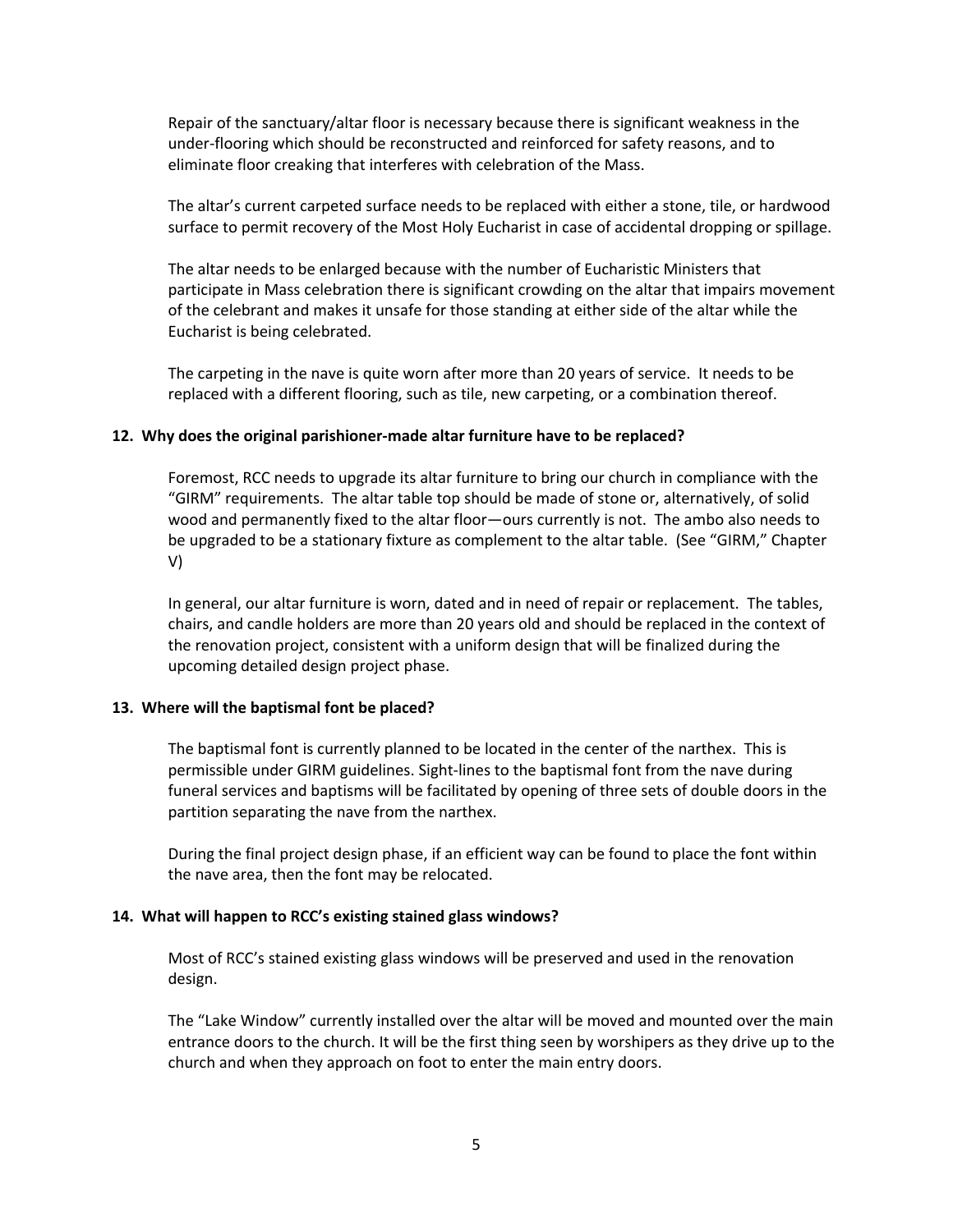Repair of the sanctuary/altar floor is necessary because there is significant weakness in the under-flooring which should be reconstructed and reinforced for safety reasons, and to eliminate floor creaking that interferes with celebration of the Mass.

The altar's current carpeted surface needs to be replaced with either a stone, tile, or hardwood surface to permit recovery of the Most Holy Eucharist in case of accidental dropping or spillage.

The altar needs to be enlarged because with the number of Eucharistic Ministers that participate in Mass celebration there is significant crowding on the altar that impairs movement of the celebrant and makes it unsafe for those standing at either side of the altar while the Eucharist is being celebrated.

The carpeting in the nave is quite worn after more than 20 years of service. It needs to be replaced with a different flooring, such as tile, new carpeting, or a combination thereof.

**12. Why does the original parishioner-made altar furniture have to be replaced?**

Foremost, RCC needs to upgrade its altar furniture to bring our church in compliance with the "GIRM" requirements. The altar table top should be made of stone or, alternatively, of solid wood and permanently fixed to the altar floor—ours currently is not. The ambo also needs to be upgraded to be a stationary fixture as complement to the altar table. (See "GIRM," Chapter V)

In general, our altar furniture is worn, dated and in need of repair or replacement. The tables, chairs, and candle holders are more than 20 years old and should be replaced in the context of the renovation project, consistent with a uniform design that will be finalized during the upcoming detailed design project phase.

**13. Where will the baptismal font be placed?**

The baptismal font is currently planned to be located in the center of the narthex. This is permissible under GIRM guidelines. Sight-lines to the baptismal font from the nave during funeral services and baptisms will be facilitated by opening of three sets of double doors in the partition separating the nave from the narthex.

During the final project design phase, if an efficient way can be found to place the font within the nave area, then the font may be relocated.

**14. What will happen to RCC's existing stained glass windows?**

Most of RCC's stained existing glass windows will be preserved and used in the renovation design.

The "Lake Window" currently installed over the altar will be moved and mounted over the main entrance doors to the church. It will be the first thing seen by worshipers as they drive up to the church and when they approach on foot to enter the main entry doors.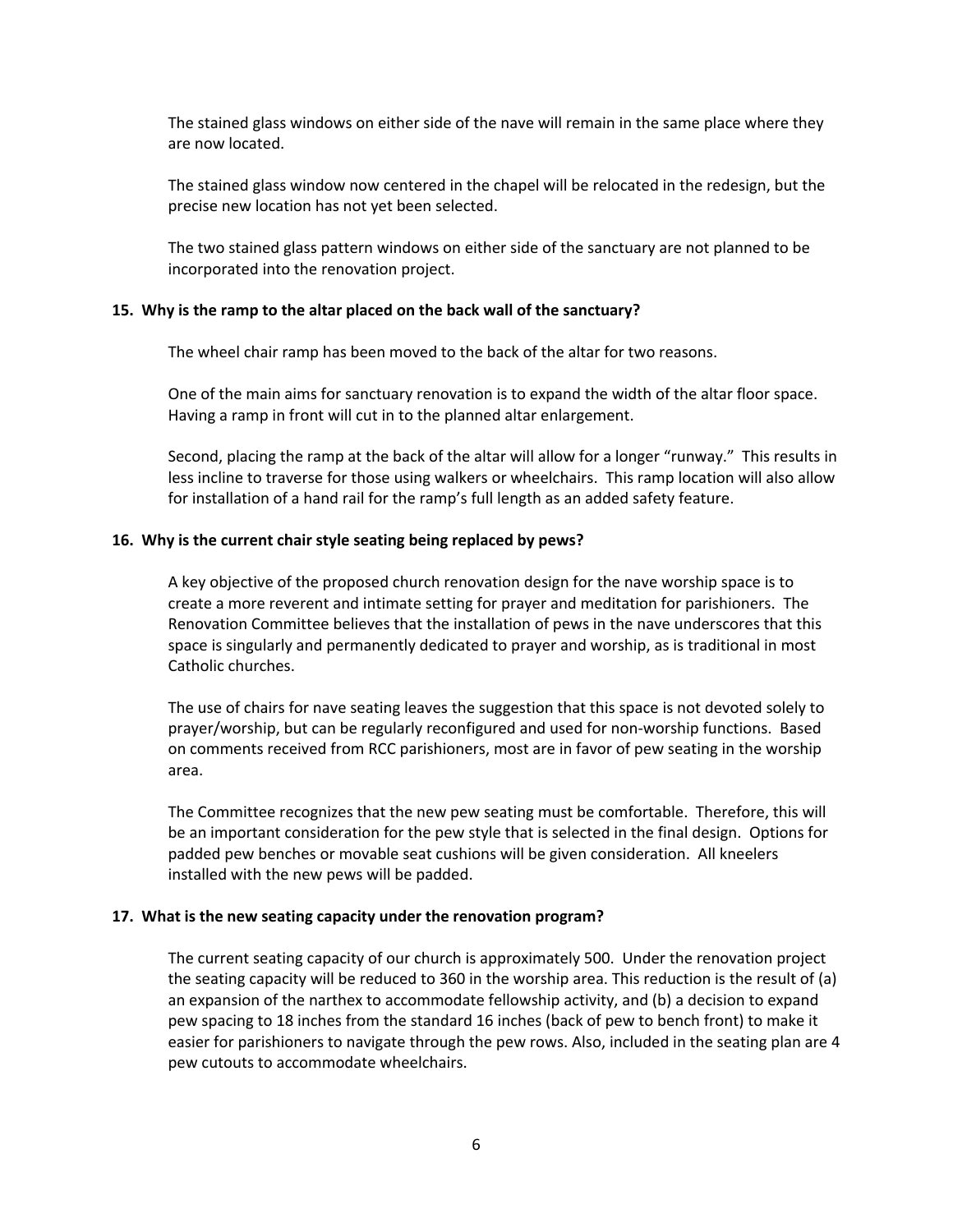The stained glass windows on either side of the nave will remain in the same place where they are now located.

The stained glass window now centered in the chapel will be relocated in the redesign, but the precise new location has not yet been selected.

The two stained glass pattern windows on either side of the sanctuary are not planned to be incorporated into the renovation project.

**15. Why is the ramp to the altar placed on the back wall of the sanctuary?**

The wheel chair ramp has been moved to the back of the altar for two reasons.

One of the main aims for sanctuary renovation is to expand the width of the altar floor space. Having a ramp in front will cut in to the planned altar enlargement.

Second, placing the ramp at the back of the altar will allow for a longer "runway." This results in less incline to traverse for those using walkers or wheelchairs. This ramp location will also allow for installation of a hand rail for the ramp's full length as an added safety feature.

**16. Why is the current chair style seating being replaced by pews?**

A key objective of the proposed church renovation design for the nave worship space is to create a more reverent and intimate setting for prayer and meditation for parishioners. The Renovation Committee believes that the installation of pews in the nave underscores that this space is singularly and permanently dedicated to prayer and worship, as is traditional in most Catholic churches.

The use of chairs for nave seating leaves the suggestion that this space is not devoted solely to prayer/worship, but can be regularly reconfigured and used for non-worship functions. Based on comments received from RCC parishioners, most are in favor of pew seating in the worship area.

The Committee recognizes that the new pew seating must be comfortable. Therefore, this will be an important consideration for the pew style that is selected in the final design. Options for padded pew benches or movable seat cushions will be given consideration. All kneelers installed with the new pews will be padded.

**17. What is the new seating capacity under the renovation program?**

The current seating capacity of our church is approximately 500. Under the renovation project the seating capacity will be reduced to 360 in the worship area. This reduction is the result of (a) an expansion of the narthex to accommodate fellowship activity, and (b) a decision to expand pew spacing to 18 inches from the standard 16 inches (back of pew to bench front) to make it easier for parishioners to navigate through the pew rows. Also, included in the seating plan are 4 pew cutouts to accommodate wheelchairs.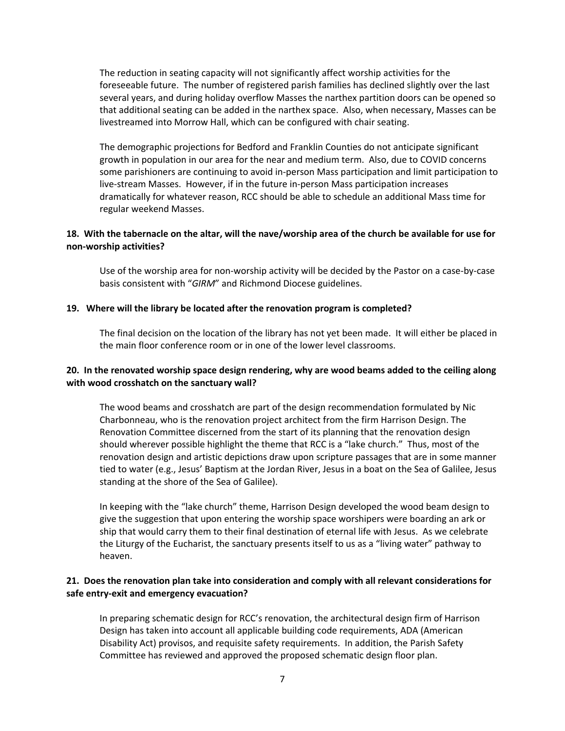The reduction in seating capacity will not significantly affect worship activities for the foreseeable future. The number of registered parish families has declined slightly over the last several years, and during holiday overflow Masses the narthex partition doors can be opened so that additional seating can be added in the narthex space. Also, when necessary, Masses can be livestreamed into Morrow Hall, which can be configured with chair seating.

The demographic projections for Bedford and Franklin Counties do not anticipate significant growth in population in our area for the near and medium term. Also, due to COVID concerns some parishioners are continuing to avoid in-person Mass participation and limit participation to live-stream Masses. However, if in the future in-person Mass participation increases dramatically for whatever reason, RCC should be able to schedule an additional Mass time for regular weekend Masses.

**18. With the tabernacle on the altar, will the nave/worship area of the church be available for use for non-worship activities?**

Use of the worship area for non-worship activity will be decided by the Pastor on a case-by-case basis consistent with "*GIRM*" and Richmond Diocese guidelines.

**19. Where will the library be located after the renovation program is completed?**

The final decision on the location of the library has not yet been made. It will either be placed in the main floor conference room or in one of the lower level classrooms.

**20. In the renovated worship space design rendering, why are wood beams added to the ceiling along with wood crosshatch on the sanctuary wall?**

The wood beams and crosshatch are part of the design recommendation formulated by Nic Charbonneau, who is the renovation project architect from the firm Harrison Design. The Renovation Committee discerned from the start of its planning that the renovation design should wherever possible highlight the theme that RCC is a "lake church." Thus, most of the renovation design and artistic depictions draw upon scripture passages that are in some manner tied to water (e.g., Jesus' Baptism at the Jordan River, Jesus in a boat on the Sea of Galilee, Jesus standing at the shore of the Sea of Galilee).

In keeping with the "lake church" theme, Harrison Design developed the wood beam design to give the suggestion that upon entering the worship space worshipers were boarding an ark or ship that would carry them to their final destination of eternal life with Jesus. As we celebrate the Liturgy of the Eucharist, the sanctuary presents itself to us as a "living water" pathway to heaven.

**21. Does the renovation plan take into consideration and comply with all relevant considerations for safe entry-exit and emergency evacuation?**

In preparing schematic design for RCC's renovation, the architectural design firm of Harrison Design has taken into account all applicable building code requirements, ADA (American Disability Act) provisos, and requisite safety requirements. In addition, the Parish Safety Committee has reviewed and approved the proposed schematic design floor plan.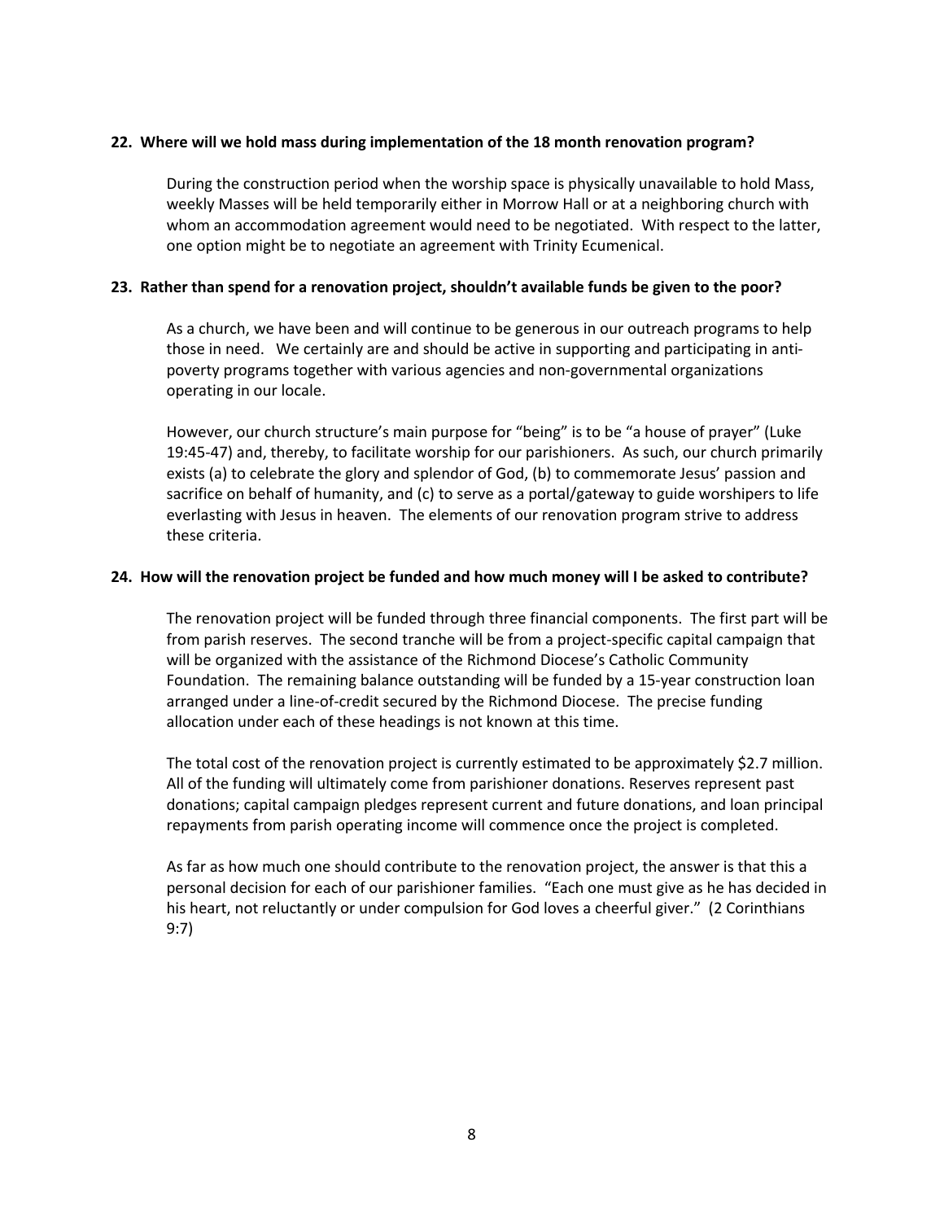**22. Where will we hold mass during implementation of the 18 month renovation program?**

During the construction period when the worship space is physically unavailable to hold Mass, weekly Masses will be held temporarily either in Morrow Hall or at a neighboring church with whom an accommodation agreement would need to be negotiated. With respect to the latter, one option might be to negotiate an agreement with Trinity Ecumenical.

**23. Rather than spend for a renovation project, shouldn't available funds be given to the poor?**

As a church, we have been and will continue to be generous in our outreach programs to help those in need. We certainly are and should be active in supporting and participating in anti-poverty programs together with various agencies and non-governmental organizations operating in our locale.

However, our church structure's main purpose for "being" is to be "a house of prayer" (Luke 19:45-47) and, thereby, to facilitate worship for our parishioners. As such, our church primarily exists (a) to celebrate the glory and splendor of God, (b) to commemorate Jesus' passion and sacrifice on behalf of humanity, and (c) to serve as a portal/gateway to guide worshipers to life everlasting with Jesus in heaven. The elements of our renovation program strive to address these criteria.

**24. How will the renovation project be funded and how much money will I be asked to contribute?**

The renovation project will be funded through three financial components. The first part will be from parish reserves. The second tranche will be from a project-specific capital campaign that will be organized with the assistance of the Richmond Diocese's Catholic Community Foundation. The remaining balance outstanding will be funded by a 15-year construction loan arranged under a line-of-credit secured by the Richmond Diocese. The precise funding allocation under each of these headings is not known at this time.

The total cost of the renovation project is currently estimated to be approximately $2.7 million. All of the funding will ultimately come from parishioner donations. Reserves represent past donations; capital campaign pledges represent current and future donations, and loan principal repayments from parish operating income will commence once the project is completed.

As far as how much one should contribute to the renovation project, the answer is that this a personal decision for each of our parishioner families. "Each one must give as he has decided in his heart, not reluctantly or under compulsion for God loves a cheerful giver." (2 Corinthians 9:7)